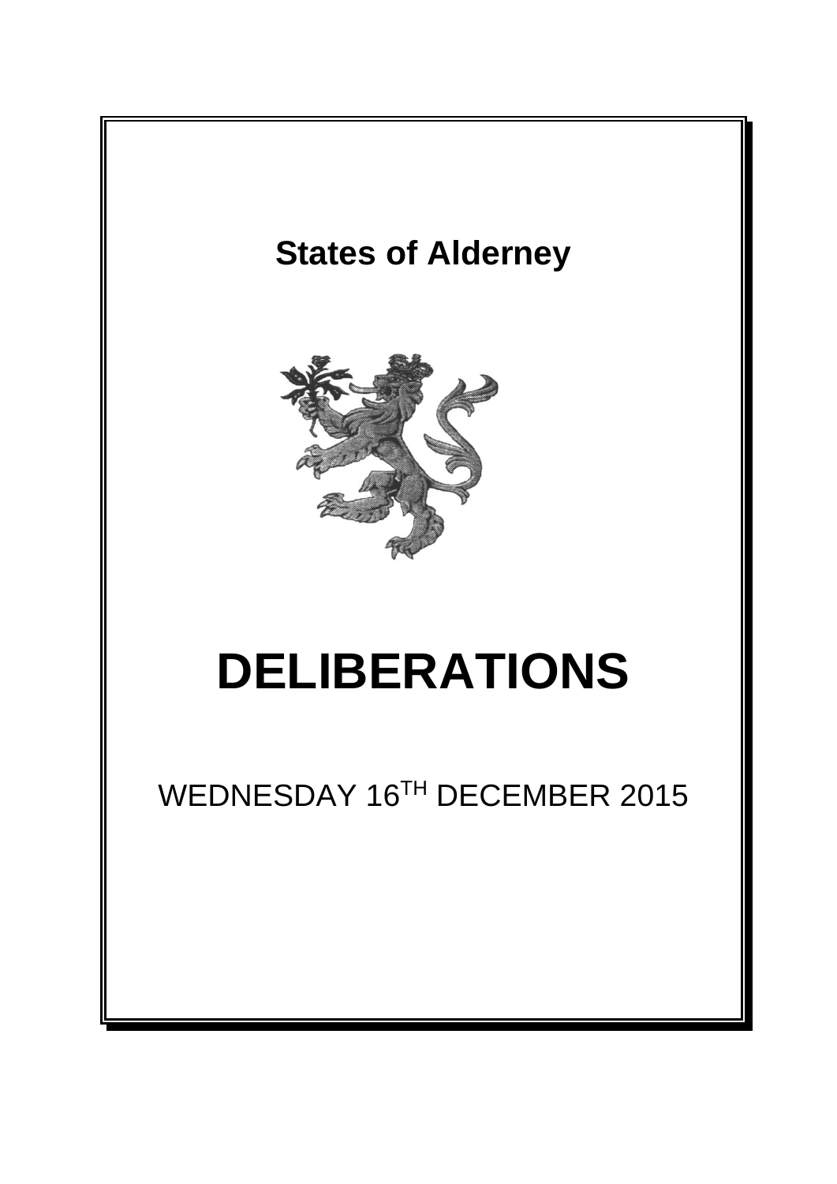**States of Alderney**

# DELIBERATIONS

WEDNESDAY 16TH DECEMBER 2015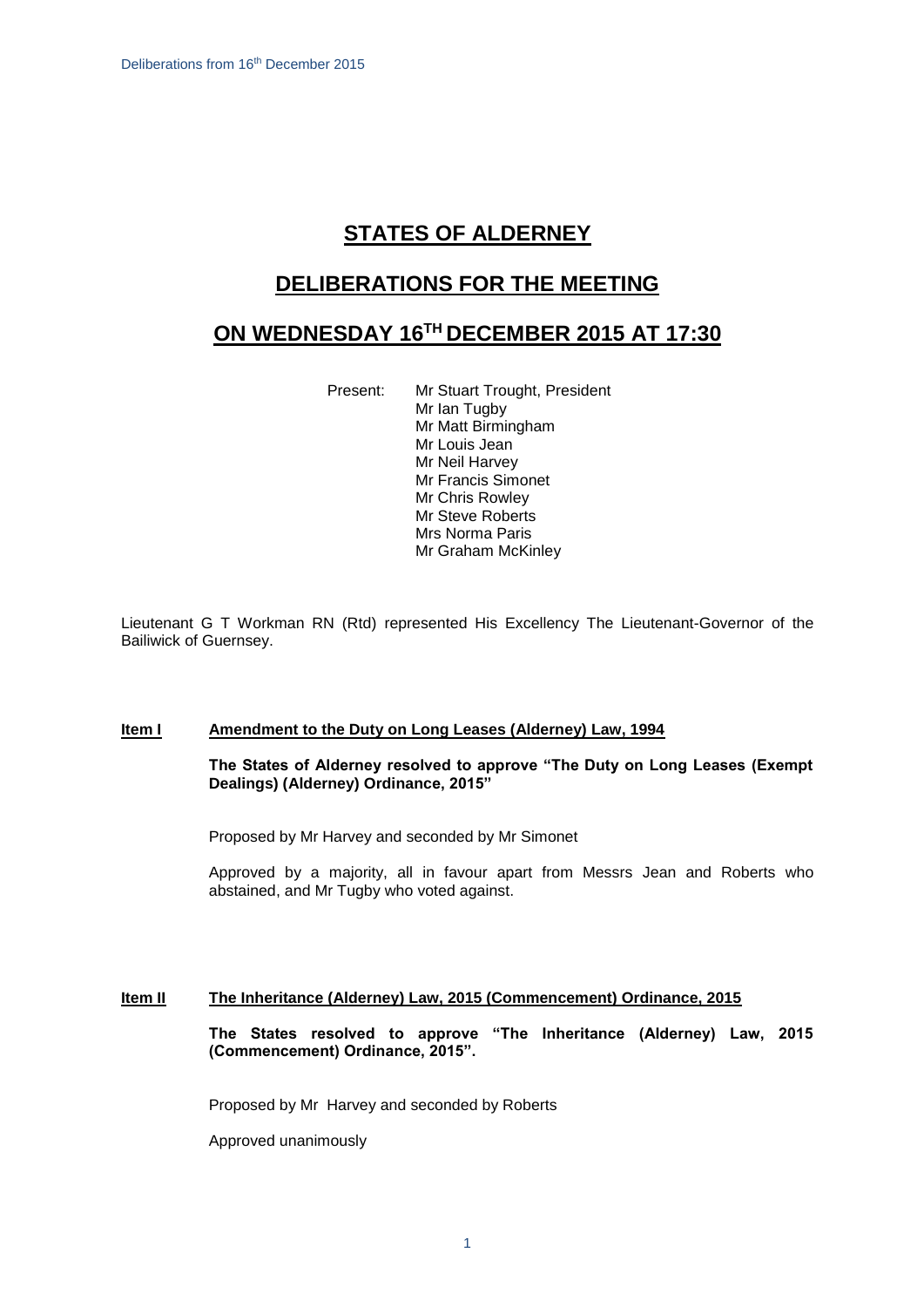# STATES OF ALDERNEY

## DELIBERATIONS FOR THE MEETING

## ON WEDNESDAY 16TH DECEMBER 2015 AT 17:30

Present: Mr Stuart Trought, President
Mr Ian Tugby
Mr Matt Birmingham
Mr Louis Jean
Mr Neil Harvey
Mr Francis Simonet
Mr Chris Rowley
Mr Steve Roberts
Mrs Norma Paris
Mr Graham McKinley

Lieutenant G T Workman RN (Rtd) represented His Excellency The Lieutenant-Governor of the Bailiwick of Guernsey.

**Item I** **Amendment to the Duty on Long Leases (Alderney) Law, 1994**

**The States of Alderney resolved to approve "The Duty on Long Leases (Exempt Dealings) (Alderney) Ordinance, 2015"**

Proposed by Mr Harvey and seconded by Mr Simonet

Approved by a majority, all in favour apart from Messrs Jean and Roberts who abstained, and Mr Tugby who voted against.

**Item II** **The Inheritance (Alderney) Law, 2015 (Commencement) Ordinance, 2015**

**The States resolved to approve "The Inheritance (Alderney) Law, 2015 (Commencement) Ordinance, 2015".**

Proposed by Mr Harvey and seconded by Roberts

Approved unanimously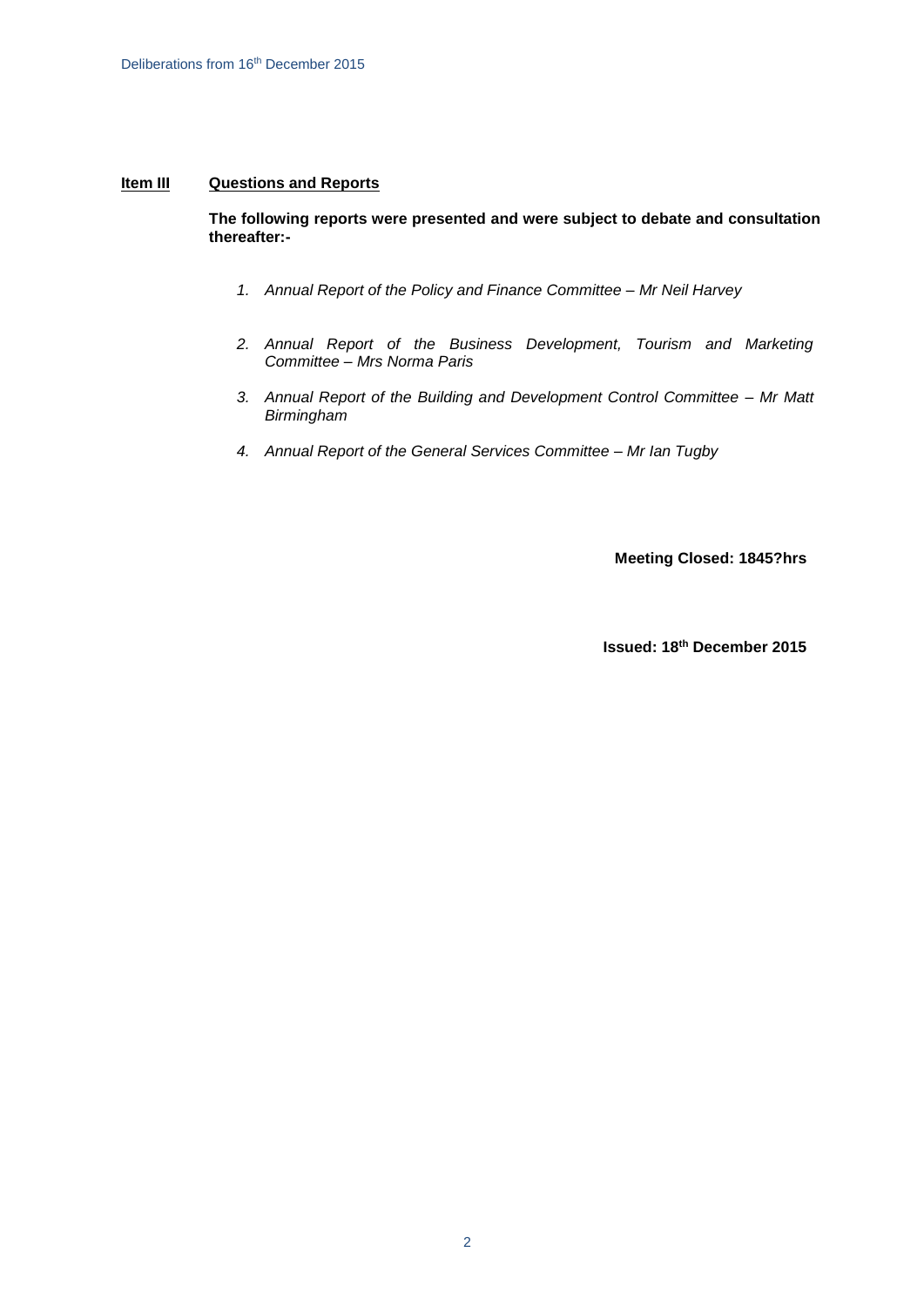**Item III** **Questions and Reports**

**The following reports were presented and were subject to debate and consultation thereafter:-**

1. *Annual Report of the Policy and Finance Committee – Mr Neil Harvey*

2. *Annual Report of the Business Development, Tourism and Marketing Committee – Mrs Norma Paris*

3. *Annual Report of the Building and Development Control Committee – Mr Matt Birmingham*

4. *Annual Report of the General Services Committee – Mr Ian Tugby*

**Meeting Closed: 1845?hrs**

**Issued: 18th December 2015**